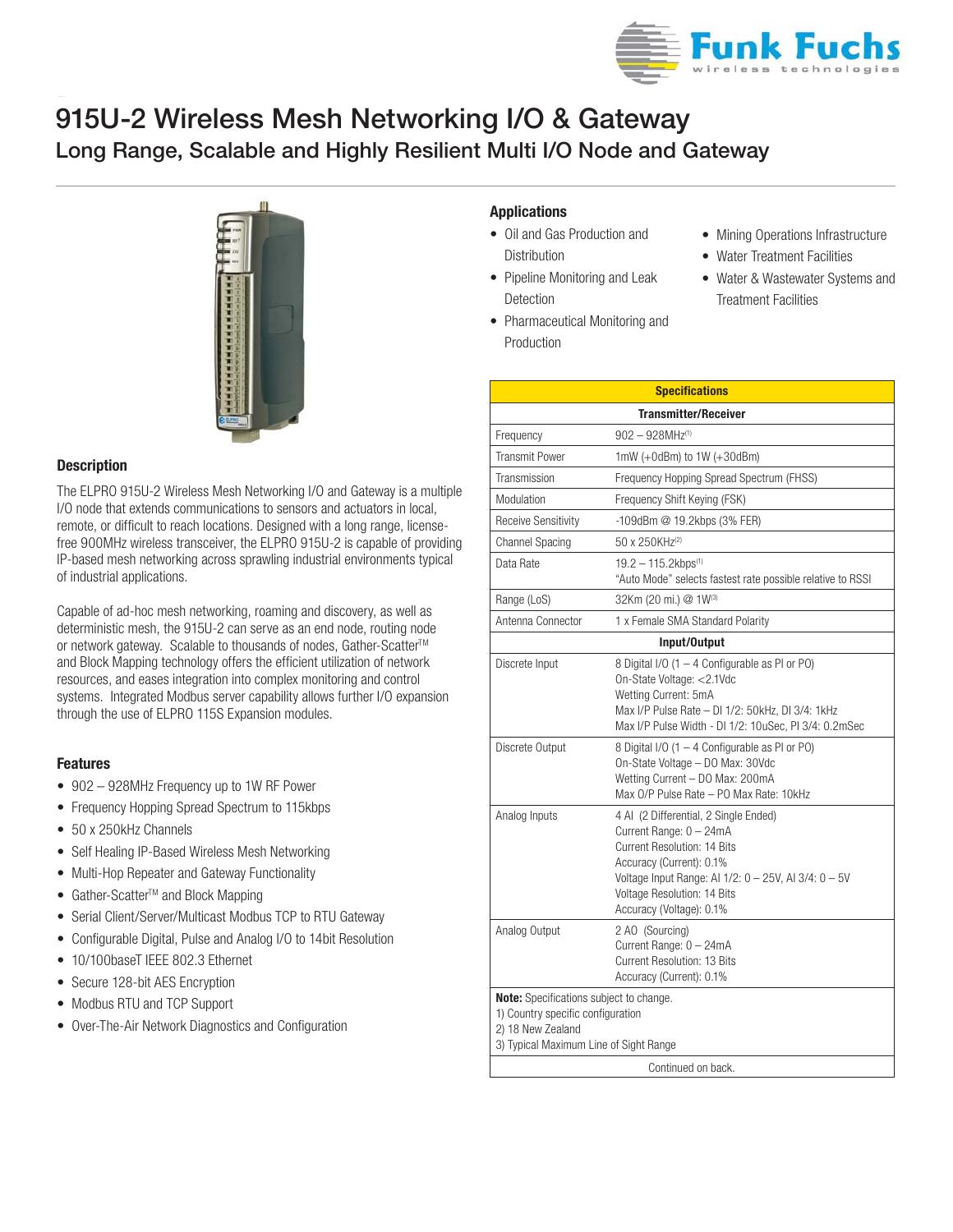# 915U-2 Wireless Mesh Networking I/O & Gateway

## Long Range, Scalable and Highly Resilient Multi I/O Node and Gateway

### Description

The ELPRO 915U-2 Wireless Mesh Networking I/O and Gateway is a multiple I/O node that extends communications to sensors and actuators in local, remote, or difficult to reach locations. Designed with a long range, license-free 900MHz wireless transceiver, the ELPRO 915U-2 is capable of providing IP-based mesh networking across sprawling industrial environments typical of industrial applications.

Capable of ad-hoc mesh networking, roaming and discovery, as well as deterministic mesh, the 915U-2 can serve as an end node, routing node or network gateway. Scalable to thousands of nodes, Gather-Scatter™ and Block Mapping technology offers the efficient utilization of network resources, and eases integration into complex monitoring and control systems. Integrated Modbus server capability allows further I/O expansion through the use of ELPRO 115S Expansion modules.

### Features

- 902 – 928MHz Frequency up to 1W RF Power
- Frequency Hopping Spread Spectrum to 115kbps
- 50 x 250kHz Channels
- Self Healing IP-Based Wireless Mesh Networking
- Multi-Hop Repeater and Gateway Functionality
- Gather-Scatter™ and Block Mapping
- Serial Client/Server/Multicast Modbus TCP to RTU Gateway
- Configurable Digital, Pulse and Analog I/O to 14bit Resolution
- 10/100baseT IEEE 802.3 Ethernet
- Secure 128-bit AES Encryption
- Modbus RTU and TCP Support
- Over-The-Air Network Diagnostics and Configuration

### Applications

- Oil and Gas Production and Distribution
- Pipeline Monitoring and Leak Detection
- Pharmaceutical Monitoring and Production
- Mining Operations Infrastructure
- Water Treatment Facilities
- Water & Wastewater Systems and Treatment Facilities

| Specifications | |
|---|---|
| **Transmitter/Receiver** | |
| Frequency | 902 – 928MHz[1] |
| Transmit Power | 1mW (+0dBm) to 1W (+30dBm) |
| Transmission | Frequency Hopping Spread Spectrum (FHSS) |
| Modulation | Frequency Shift Keying (FSK) |
| Receive Sensitivity | -109dBm @ 19.2kbps (3% FER) |
| Channel Spacing | 50 x 250KHz[2] |
| Data Rate | 19.2 – 115.2kbps[1]<br>"Auto Mode" selects fastest rate possible relative to RSSI |
| Range (LoS) | 32Km (20 mi.) @ 1W[3] |
| Antenna Connector | 1 x Female SMA Standard Polarity |
| **Input/Output** | |
| Discrete Input | 8 Digital I/O (1 – 4 Configurable as PI or PO)<br>On-State Voltage: <2.1Vdc<br>Wetting Current: 5mA<br>Max I/P Pulse Rate - DI 1/2: 50kHz, DI 3/4: 1kHz<br>Max I/P Pulse Width - DI 1/2: 10uSec, PI 3/4: 0.2mSec |
| Discrete Output | 8 Digital I/O (1 – 4 Configurable as PI or PO)<br>On-State Voltage – DO Max: 30Vdc<br>Wetting Current – DO Max: 200mA<br>Max O/P Pulse Rate – PO Max Rate: 10kHz |
| Analog Inputs | 4 AI (2 Differential, 2 Single Ended)<br>Current Range: 0 – 24mA<br>Current Resolution: 14 Bits<br>Accuracy (Current): 0.1%<br>Voltage Input Range: AI 1/2: 0 – 25V, AI 3/4: 0 – 5V<br>Voltage Resolution: 14 Bits<br>Accuracy (Voltage): 0.1% |
| Analog Output | 2 AO (Sourcing)<br>Current Range: 0 – 24mA<br>Current Resolution: 13 Bits<br>Accuracy (Current): 0.1% |

**Note:** Specifications subject to change.
1) Country specific configuration
2) 18 New Zealand
3) Typical Maximum Line of Sight Range

Continued on back.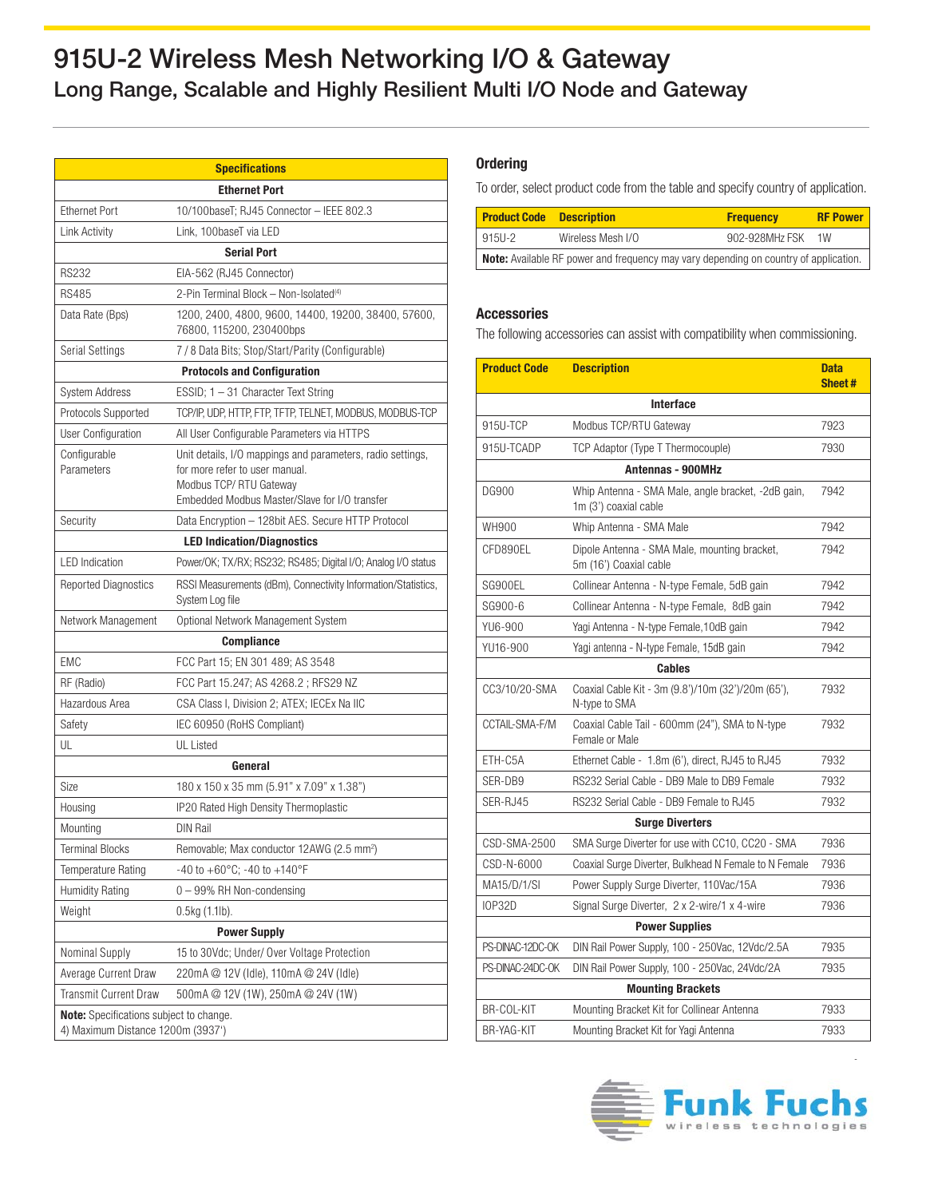# 915U-2 Wireless Mesh Networking I/O & Gateway

## Long Range, Scalable and Highly Resilient Multi I/O Node and Gateway

| Specifications | |
|---|---|
| **Ethernet Port** | |
| Ethernet Port | 10/100baseT; RJ45 Connector – IEEE 802.3 |
| Link Activity | Link, 100baseT via LED |
| **Serial Port** | |
| RS232 | EIA-562 (RJ45 Connector) |
| RS485 | 2-Pin Terminal Block – Non-Isolated[4] |
| Data Rate (Bps) | 1200, 2400, 4800, 9600, 14400, 19200, 38400, 57600, 76800, 115200, 230400bps |
| Serial Settings | 7 / 8 Data Bits; Stop/Start/Parity (Configurable) |
| **Protocols and Configuration** | |
| System Address | ESSID; 1 – 31 Character Text String |
| Protocols Supported | TCP/IP, UDP, HTTP, FTP, TFTP, TELNET, MODBUS, MODBUS-TCP |
| User Configuration | All User Configurable Parameters via HTTPS |
| Configurable Parameters | Unit details, I/O mappings and parameters, radio settings, for more refer to user manual. Modbus TCP/ RTU Gateway Embedded Modbus Master/Slave for I/O transfer |
| Security | Data Encryption – 128bit AES. Secure HTTP Protocol |
| **LED Indication/Diagnostics** | |
| LED Indication | Power/OK; TX/RX; RS232; RS485; Digital I/O; Analog I/O status |
| Reported Diagnostics | RSSI Measurements (dBm), Connectivity Information/Statistics, System Log file |
| Network Management | Optional Network Management System |
| **Compliance** | |
| EMC | FCC Part 15; EN 301 489; AS 3548 |
| RF (Radio) | FCC Part 15.247; AS 4268.2 ; RFS29 NZ |
| Hazardous Area | CSA Class I, Division 2; ATEX; IECEx Na IIC |
| Safety | IEC 60950 (RoHS Compliant) |
| UL | UL Listed |
| **General** | |
| Size | 180 x 150 x 35 mm (5.91" x 7.09" x 1.38") |
| Housing | IP20 Rated High Density Thermoplastic |
| Mounting | DIN Rail |
| Terminal Blocks | Removable; Max conductor 12AWG (2.5 mm$^2$) |
| Temperature Rating | -40 to +60°C; -40 to +140°F |
| Humidity Rating | 0 – 99% RH Non-condensing |
| Weight | 0.5kg (1.1lb). |
| **Power Supply** | |
| Nominal Supply | 15 to 30Vdc; Under/ Over Voltage Protection |
| Average Current Draw | 220mA @ 12V (Idle), 110mA @ 24V (Idle) |
| Transmit Current Draw | 500mA @ 12V (1W), 250mA @ 24V (1W) |

**Note:** Specifications subject to change.
4) Maximum Distance 1200m (3937')

### Ordering

To order, select product code from the table and specify country of application.

| Product Code | Description | Frequency | RF Power |
|---|---|---|---|
| 915U-2 | Wireless Mesh I/O | 902-928MHz FSK | 1W |

**Note:** Available RF power and frequency may vary depending on country of application.

### Accessories

The following accessories can assist with compatibility when commissioning.

| Product Code | Description | Data Sheet # |
|---|---|---|
| **Interface** | | |
| 915U-TCP | Modbus TCP/RTU Gateway | 7923 |
| 915U-TCADP | TCP Adaptor (Type T Thermocouple) | 7930 |
| **Antennas - 900MHz** | | |
| DG900 | Whip Antenna - SMA Male, angle bracket, -2dB gain, 1m (3') coaxial cable | 7942 |
| WH900 | Whip Antenna - SMA Male | 7942 |
| CFD890EL | Dipole Antenna - SMA Male, mounting bracket, 5m (16') Coaxial cable | 7942 |
| SG900EL | Collinear Antenna - N-type Female, 5dB gain | 7942 |
| SG900-6 | Collinear Antenna - N-type Female, 8dB gain | 7942 |
| YU6-900 | Yagi Antenna - N-type Female,10dB gain | 7942 |
| YU16-900 | Yagi antenna - N-type Female, 15dB gain | 7942 |
| **Cables** | | |
| CC3/10/20-SMA | Coaxial Cable Kit - 3m (9.8')/10m (32')/20m (65'), N-type to SMA | 7932 |
| CCTAIL-SMA-F/M | Coaxial Cable Tail - 600mm (24"), SMA to N-type Female or Male | 7932 |
| ETH-C5A | Ethernet Cable - 1.8m (6'), direct, RJ45 to RJ45 | 7932 |
| SER-DB9 | RS232 Serial Cable - DB9 Male to DB9 Female | 7932 |
| SER-RJ45 | RS232 Serial Cable - DB9 Female to RJ45 | 7932 |
| **Surge Diverters** | | |
| CSD-SMA-2500 | SMA Surge Diverter for use with CC10, CC20 - SMA | 7936 |
| CSD-N-6000 | Coaxial Surge Diverter, Bulkhead N Female to N Female | 7936 |
| MA15/D/1/SI | Power Supply Surge Diverter, 110Vac/15A | 7936 |
| IOP32D | Signal Surge Diverter, 2 x 2-wire/1 x 4-wire | 7936 |
| **Power Supplies** | | |
| PS-DINAC-12DC-OK | DIN Rail Power Supply, 100 - 250Vac, 12Vdc/2.5A | 7935 |
| PS-DINAC-24DC-OK | DIN Rail Power Supply, 100 - 250Vac, 24Vdc/2A | 7935 |
| **Mounting Brackets** | | |
| BR-COL-KIT | Mounting Bracket Kit for Collinear Antenna | 7933 |
| BR-YAG-KIT | Mounting Bracket Kit for Yagi Antenna | 7933 |

Funk Fuchs
wireless technologies